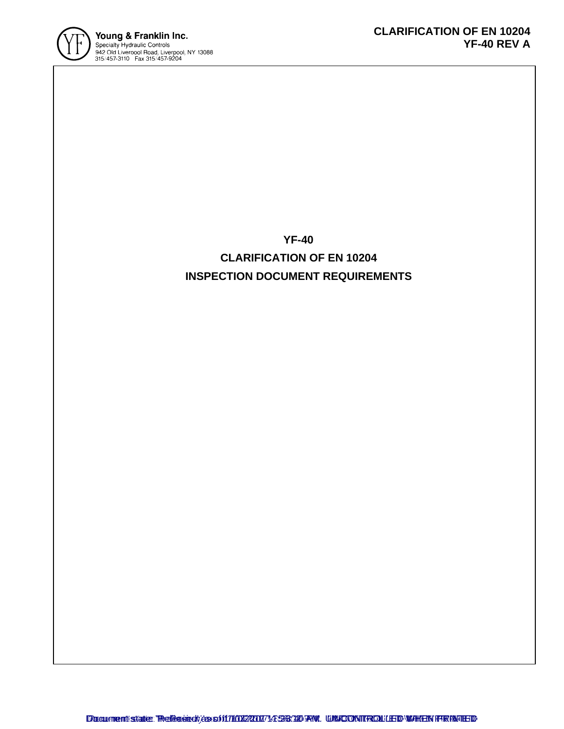# YF-40

# CLARIFICATION OF EN 10204

# INSPECTION DOCUMENT REQUIREMENTS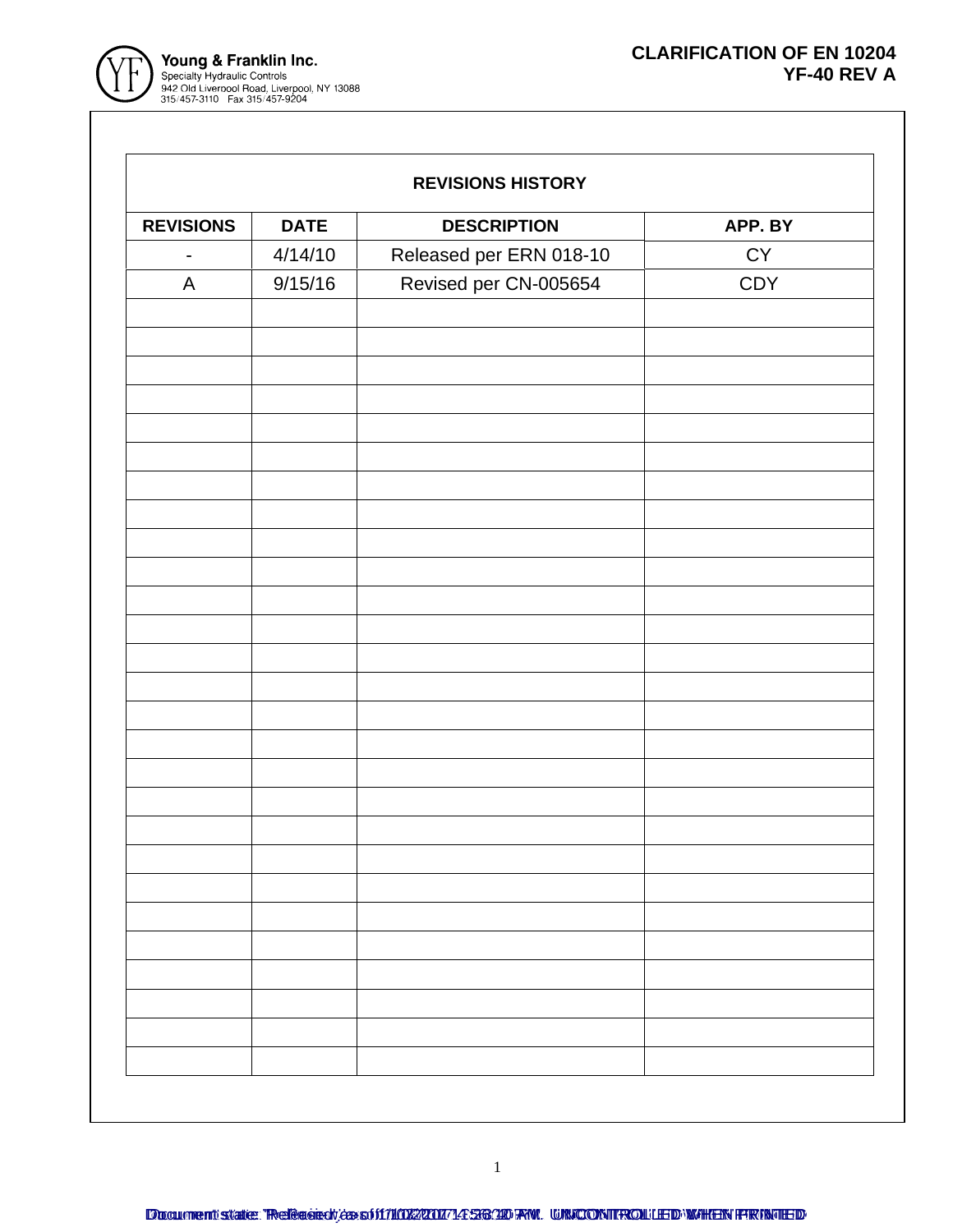| REVISIONS HISTORY | | | |
|---|---|---|---|
| **REVISIONS** | **DATE** | **DESCRIPTION** | **APP. BY** |
| - | 4/14/10 | Released per ERN 018-10 | CY |
| A | 9/15/16 | Revised per CN-005654 | CDY |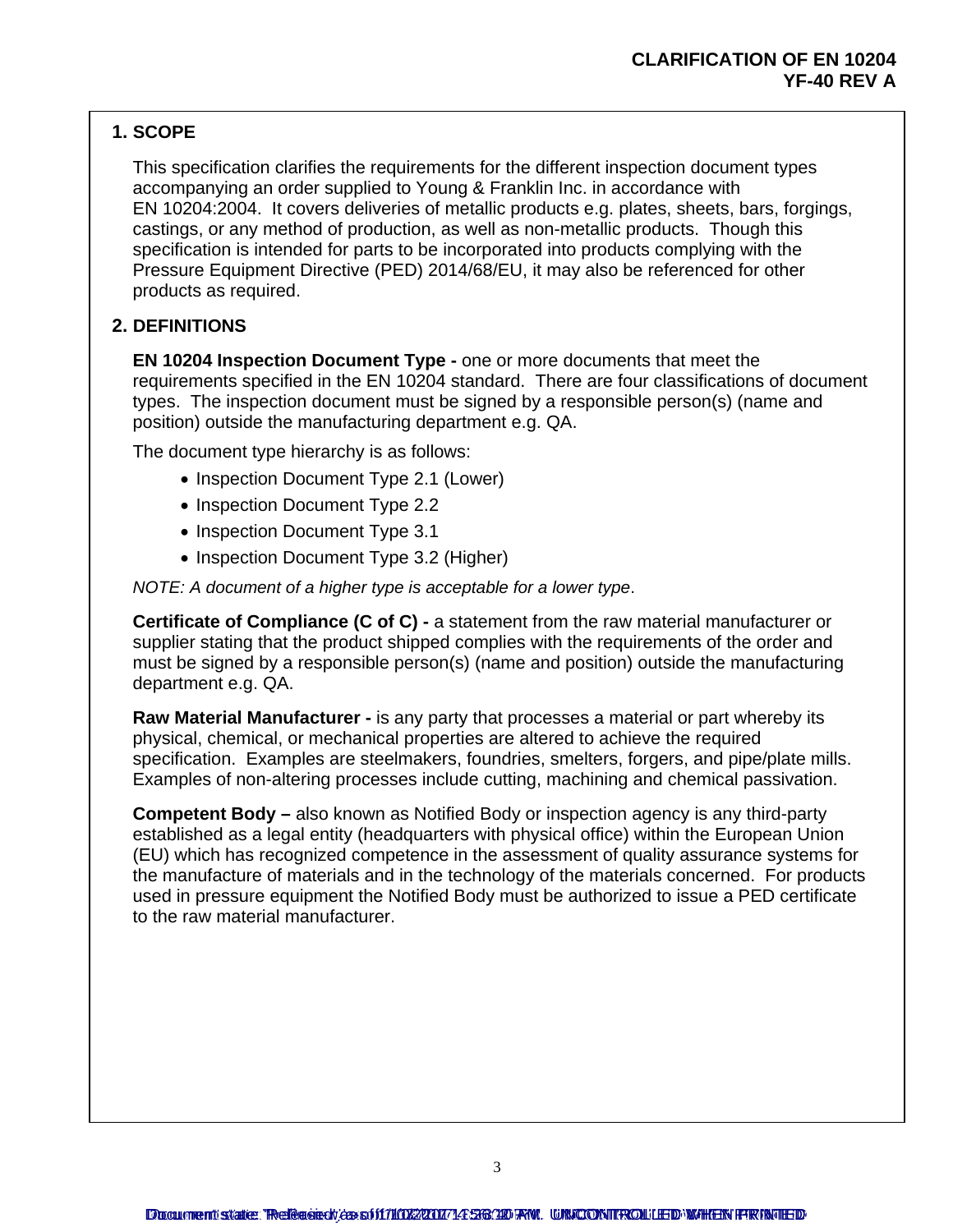## 1. SCOPE

This specification clarifies the requirements for the different inspection document types accompanying an order supplied to Young & Franklin Inc. in accordance with EN 10204:2004. It covers deliveries of metallic products e.g. plates, sheets, bars, forgings, castings, or any method of production, as well as non-metallic products. Though this specification is intended for parts to be incorporated into products complying with the Pressure Equipment Directive (PED) 2014/68/EU, it may also be referenced for other products as required.

## 2. DEFINITIONS

**EN 10204 Inspection Document Type -** one or more documents that meet the requirements specified in the EN 10204 standard. There are four classifications of document types. The inspection document must be signed by a responsible person(s) (name and position) outside the manufacturing department e.g. QA.

The document type hierarchy is as follows:

- Inspection Document Type 2.1 (Lower)
- Inspection Document Type 2.2
- Inspection Document Type 3.1
- Inspection Document Type 3.2 (Higher)

*NOTE: A document of a higher type is acceptable for a lower type*.

**Certificate of Compliance (C of C) -** a statement from the raw material manufacturer or supplier stating that the product shipped complies with the requirements of the order and must be signed by a responsible person(s) (name and position) outside the manufacturing department e.g. QA.

**Raw Material Manufacturer -** is any party that processes a material or part whereby its physical, chemical, or mechanical properties are altered to achieve the required specification. Examples are steelmakers, foundries, smelters, forgers, and pipe/plate mills. Examples of non-altering processes include cutting, machining and chemical passivation.

**Competent Body –** also known as Notified Body or inspection agency is any third-party established as a legal entity (headquarters with physical office) within the European Union (EU) which has recognized competence in the assessment of quality assurance systems for the manufacture of materials and in the technology of the materials concerned. For products used in pressure equipment the Notified Body must be authorized to issue a PED certificate to the raw material manufacturer.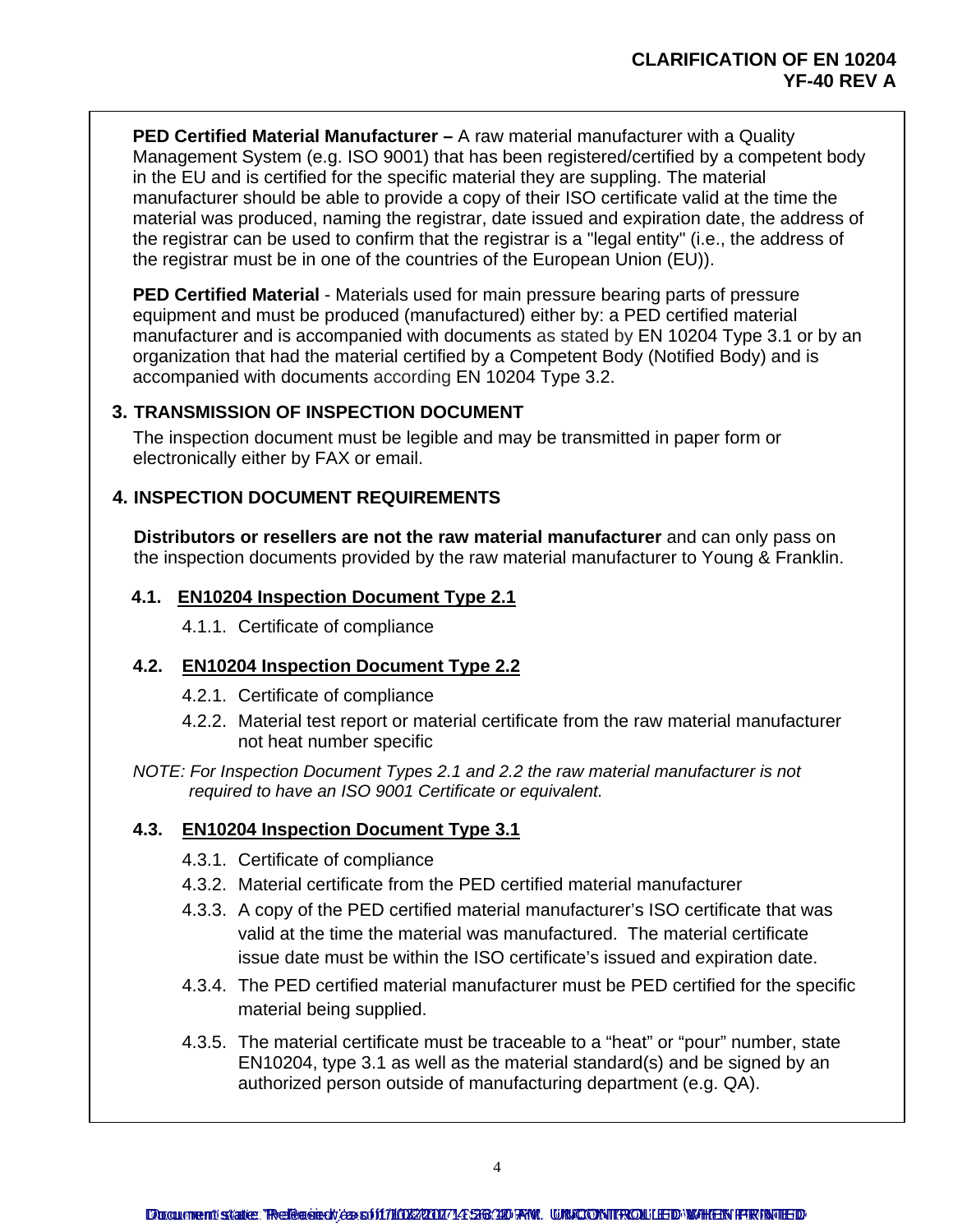**PED Certified Material Manufacturer –** A raw material manufacturer with a Quality Management System (e.g. ISO 9001) that has been registered/certified by a competent body in the EU and is certified for the specific material they are suppling. The material manufacturer should be able to provide a copy of their ISO certificate valid at the time the material was produced, naming the registrar, date issued and expiration date, the address of the registrar can be used to confirm that the registrar is a "legal entity" (i.e., the address of the registrar must be in one of the countries of the European Union (EU)).

**PED Certified Material** - Materials used for main pressure bearing parts of pressure equipment and must be produced (manufactured) either by: a PED certified material manufacturer and is accompanied with documents as stated by EN 10204 Type 3.1 or by an organization that had the material certified by a Competent Body (Notified Body) and is accompanied with documents according EN 10204 Type 3.2.

## 3. TRANSMISSION OF INSPECTION DOCUMENT

The inspection document must be legible and may be transmitted in paper form or electronically either by FAX or email.

## 4. INSPECTION DOCUMENT REQUIREMENTS

**Distributors or resellers are not the raw material manufacturer** and can only pass on the inspection documents provided by the raw material manufacturer to Young & Franklin.

### 4.1. EN10204 Inspection Document Type 2.1

4.1.1. Certificate of compliance

### 4.2. EN10204 Inspection Document Type 2.2

4.2.1. Certificate of compliance

4.2.2. Material test report or material certificate from the raw material manufacturer not heat number specific

*NOTE: For Inspection Document Types 2.1 and 2.2 the raw material manufacturer is not required to have an ISO 9001 Certificate or equivalent.*

### 4.3. EN10204 Inspection Document Type 3.1

4.3.1. Certificate of compliance

4.3.2. Material certificate from the PED certified material manufacturer

4.3.3. A copy of the PED certified material manufacturer's ISO certificate that was valid at the time the material was manufactured. The material certificate issue date must be within the ISO certificate's issued and expiration date.

4.3.4. The PED certified material manufacturer must be PED certified for the specific material being supplied.

4.3.5. The material certificate must be traceable to a "heat" or "pour" number, state EN10204, type 3.1 as well as the material standard(s) and be signed by an authorized person outside of manufacturing department (e.g. QA).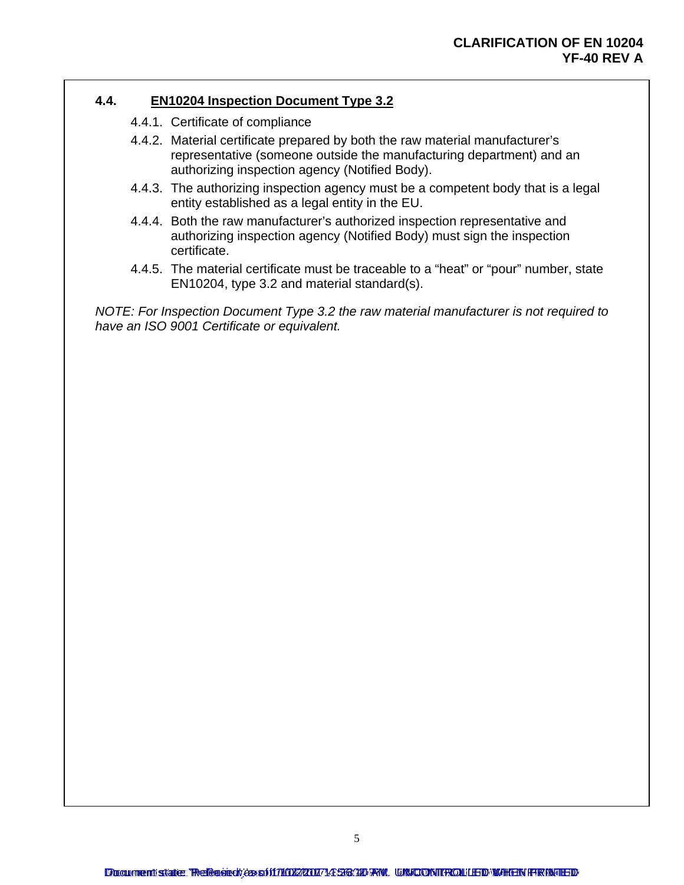### 4.4. EN10204 Inspection Document Type 3.2

4.4.1. Certificate of compliance

4.4.2. Material certificate prepared by both the raw material manufacturer's representative (someone outside the manufacturing department) and an authorizing inspection agency (Notified Body).

4.4.3. The authorizing inspection agency must be a competent body that is a legal entity established as a legal entity in the EU.

4.4.4. Both the raw manufacturer's authorized inspection representative and authorizing inspection agency (Notified Body) must sign the inspection certificate.

4.4.5. The material certificate must be traceable to a "heat" or "pour" number, state EN10204, type 3.2 and material standard(s).

*NOTE: For Inspection Document Type 3.2 the raw material manufacturer is not required to have an ISO 9001 Certificate or equivalent.*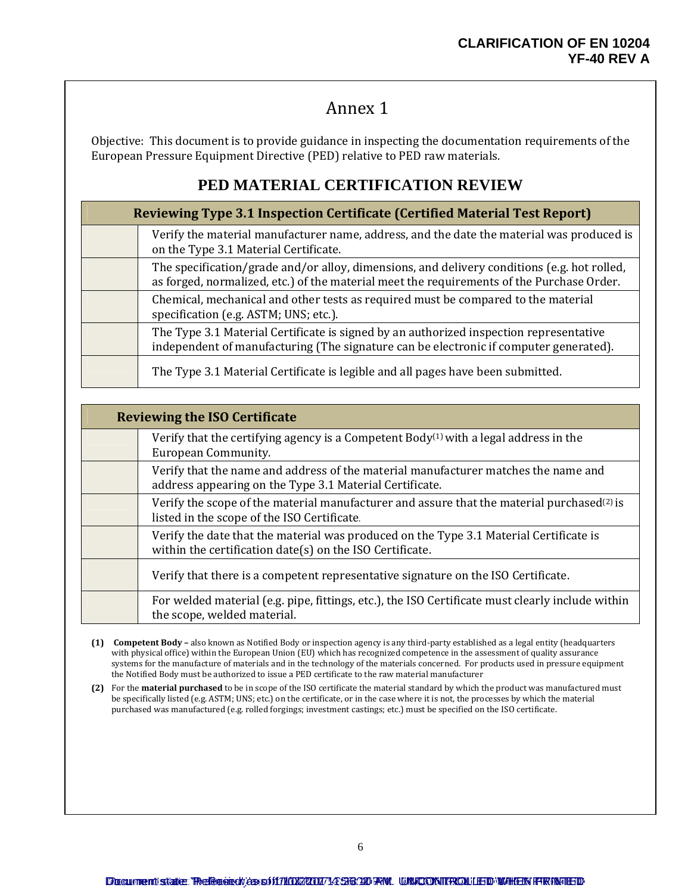# Annex 1

Objective: This document is to provide guidance in inspecting the documentation requirements of the European Pressure Equipment Directive (PED) relative to PED raw materials.

## PED MATERIAL CERTIFICATION REVIEW

| | Reviewing Type 3.1 Inspection Certificate (Certified Material Test Report) |
|---|---|
| | Verify the material manufacturer name, address, and the date the material was produced is on the Type 3.1 Material Certificate. |
| | The specification/grade and/or alloy, dimensions, and delivery conditions (e.g. hot rolled, as forged, normalized, etc.) of the material meet the requirements of the Purchase Order. |
| | Chemical, mechanical and other tests as required must be compared to the material specification (e.g. ASTM; UNS; etc.). |
| | The Type 3.1 Material Certificate is signed by an authorized inspection representative independent of manufacturing (The signature can be electronic if computer generated). |
| | The Type 3.1 Material Certificate is legible and all pages have been submitted. |

| | Reviewing the ISO Certificate |
|---|---|
| | Verify that the certifying agency is a Competent Body[(1)] with a legal address in the European Community. |
| | Verify that the name and address of the material manufacturer matches the name and address appearing on the Type 3.1 Material Certificate. |
| | Verify the scope of the material manufacturer and assure that the material purchased[(2)] is listed in the scope of the ISO Certificate. |
| | Verify the date that the material was produced on the Type 3.1 Material Certificate is within the certification date(s) on the ISO Certificate. |
| | Verify that there is a competent representative signature on the ISO Certificate. |
| | For welded material (e.g. pipe, fittings, etc.), the ISO Certificate must clearly include within the scope, welded material. |

**(1)** **Competent Body –** also known as Notified Body or inspection agency is any third-party established as a legal entity (headquarters with physical office) within the European Union (EU) which has recognized competence in the assessment of quality assurance systems for the manufacture of materials and in the technology of the materials concerned. For products used in pressure equipment the Notified Body must be authorized to issue a PED certificate to the raw material manufacturer

**(2)** For the **material purchased** to be in scope of the ISO certificate the material standard by which the product was manufactured must be specifically listed (e.g. ASTM; UNS; etc.) on the certificate, or in the case where it is not, the processes by which the material purchased was manufactured (e.g. rolled forgings; investment castings; etc.) must be specified on the ISO certificate.